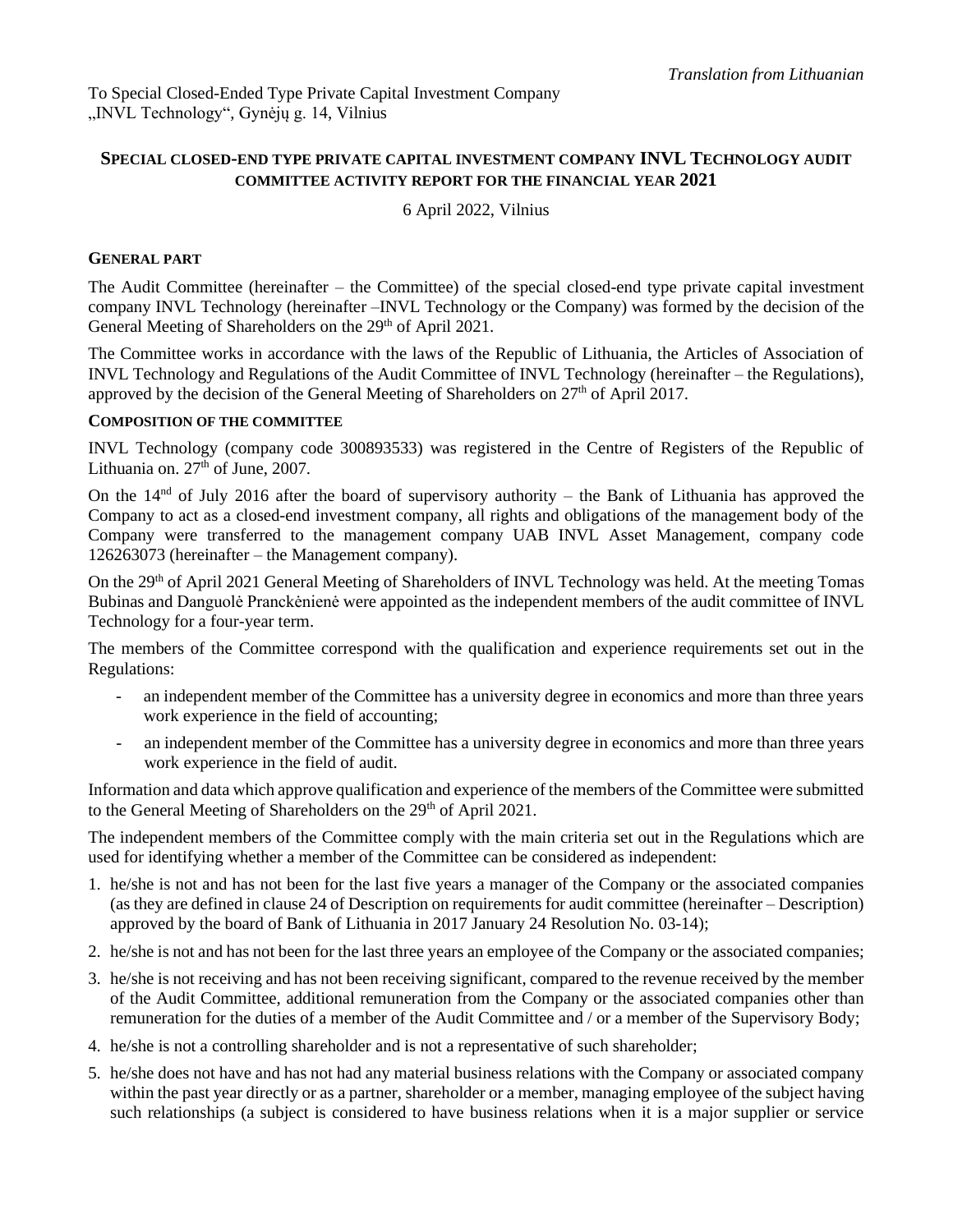*Translation from Lithuanian*

To Special Closed-Ended Type Private Capital Investment Company „INVL Technology", Gynėjų g. 14, Vilnius

## SPECIAL CLOSED-END TYPE PRIVATE CAPITAL INVESTMENT COMPANY INVL TECHNOLOGY AUDIT COMMITTEE ACTIVITY REPORT FOR THE FINANCIAL YEAR 2021

6 April 2022, Vilnius

### GENERAL PART

The Audit Committee (hereinafter – the Committee) of the special closed-end type private capital investment company INVL Technology (hereinafter –INVL Technology or the Company) was formed by the decision of the General Meeting of Shareholders on the 29th of April 2021.

The Committee works in accordance with the laws of the Republic of Lithuania, the Articles of Association of INVL Technology and Regulations of the Audit Committee of INVL Technology (hereinafter – the Regulations), approved by the decision of the General Meeting of Shareholders on 27th of April 2017.

### COMPOSITION OF THE COMMITTEE

INVL Technology (company code 300893533) was registered in the Centre of Registers of the Republic of Lithuania on. 27th of June, 2007.

On the 14nd of July 2016 after the board of supervisory authority – the Bank of Lithuania has approved the Company to act as a closed-end investment company, all rights and obligations of the management body of the Company were transferred to the management company UAB INVL Asset Management, company code 126263073 (hereinafter – the Management company).

On the 29th of April 2021 General Meeting of Shareholders of INVL Technology was held. At the meeting Tomas Bubinas and Danguolė Pranckėnienė were appointed as the independent members of the audit committee of INVL Technology for a four-year term.

The members of the Committee correspond with the qualification and experience requirements set out in the Regulations:

- an independent member of the Committee has a university degree in economics and more than three years work experience in the field of accounting;
- an independent member of the Committee has a university degree in economics and more than three years work experience in the field of audit.

Information and data which approve qualification and experience of the members of the Committee were submitted to the General Meeting of Shareholders on the 29th of April 2021.

The independent members of the Committee comply with the main criteria set out in the Regulations which are used for identifying whether a member of the Committee can be considered as independent:

1. he/she is not and has not been for the last five years a manager of the Company or the associated companies (as they are defined in clause 24 of Description on requirements for audit committee (hereinafter – Description) approved by the board of Bank of Lithuania in 2017 January 24 Resolution No. 03-14);
2. he/she is not and has not been for the last three years an employee of the Company or the associated companies;
3. he/she is not receiving and has not been receiving significant, compared to the revenue received by the member of the Audit Committee, additional remuneration from the Company or the associated companies other than remuneration for the duties of a member of the Audit Committee and / or a member of the Supervisory Body;
4. he/she is not a controlling shareholder and is not a representative of such shareholder;
5. he/she does not have and has not had any material business relations with the Company or associated company within the past year directly or as a partner, shareholder or a member, managing employee of the subject having such relationships (a subject is considered to have business relations when it is a major supplier or service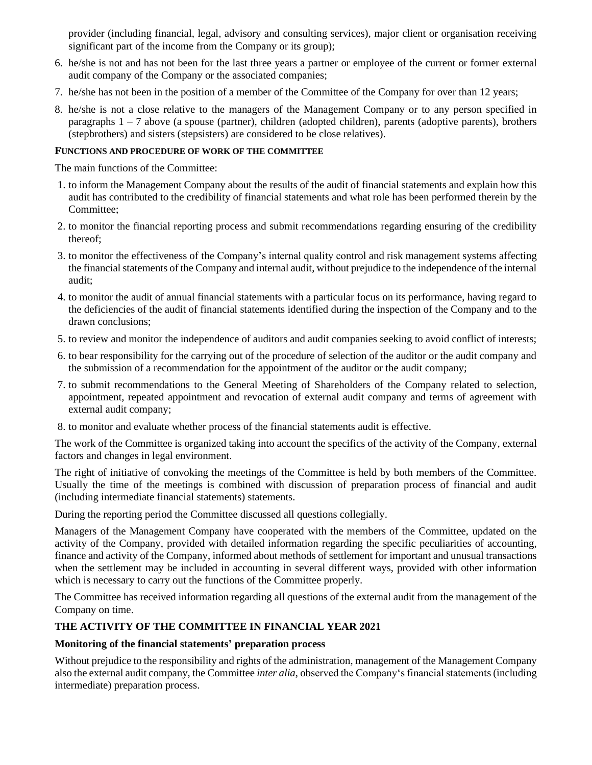provider (including financial, legal, advisory and consulting services), major client or organisation receiving significant part of the income from the Company or its group);

6. he/she is not and has not been for the last three years a partner or employee of the current or former external audit company of the Company or the associated companies;
7. he/she has not been in the position of a member of the Committee of the Company for over than 12 years;
8. he/she is not a close relative to the managers of the Management Company or to any person specified in paragraphs 1 – 7 above (a spouse (partner), children (adopted children), parents (adoptive parents), brothers (stepbrothers) and sisters (stepsisters) are considered to be close relatives).

**FUNCTIONS AND PROCEDURE OF WORK OF THE COMMITTEE**

The main functions of the Committee:

1. to inform the Management Company about the results of the audit of financial statements and explain how this audit has contributed to the credibility of financial statements and what role has been performed therein by the Committee;
2. to monitor the financial reporting process and submit recommendations regarding ensuring of the credibility thereof;
3. to monitor the effectiveness of the Company's internal quality control and risk management systems affecting the financial statements of the Company and internal audit, without prejudice to the independence of the internal audit;
4. to monitor the audit of annual financial statements with a particular focus on its performance, having regard to the deficiencies of the audit of financial statements identified during the inspection of the Company and to the drawn conclusions;
5. to review and monitor the independence of auditors and audit companies seeking to avoid conflict of interests;
6. to bear responsibility for the carrying out of the procedure of selection of the auditor or the audit company and the submission of a recommendation for the appointment of the auditor or the audit company;
7. to submit recommendations to the General Meeting of Shareholders of the Company related to selection, appointment, repeated appointment and revocation of external audit company and terms of agreement with external audit company;
8. to monitor and evaluate whether process of the financial statements audit is effective.

The work of the Committee is organized taking into account the specifics of the activity of the Company, external factors and changes in legal environment.

The right of initiative of convoking the meetings of the Committee is held by both members of the Committee. Usually the time of the meetings is combined with discussion of preparation process of financial and audit (including intermediate financial statements) statements.

During the reporting period the Committee discussed all questions collegially.

Managers of the Management Company have cooperated with the members of the Committee, updated on the activity of the Company, provided with detailed information regarding the specific peculiarities of accounting, finance and activity of the Company, informed about methods of settlement for important and unusual transactions when the settlement may be included in accounting in several different ways, provided with other information which is necessary to carry out the functions of the Committee properly.

The Committee has received information regarding all questions of the external audit from the management of the Company on time.

## THE ACTIVITY OF THE COMMITTEE IN FINANCIAL YEAR 2021

### Monitoring of the financial statements' preparation process

Without prejudice to the responsibility and rights of the administration, management of the Management Company also the external audit company, the Committee *inter alia*, observed the Company's financial statements (including intermediate) preparation process.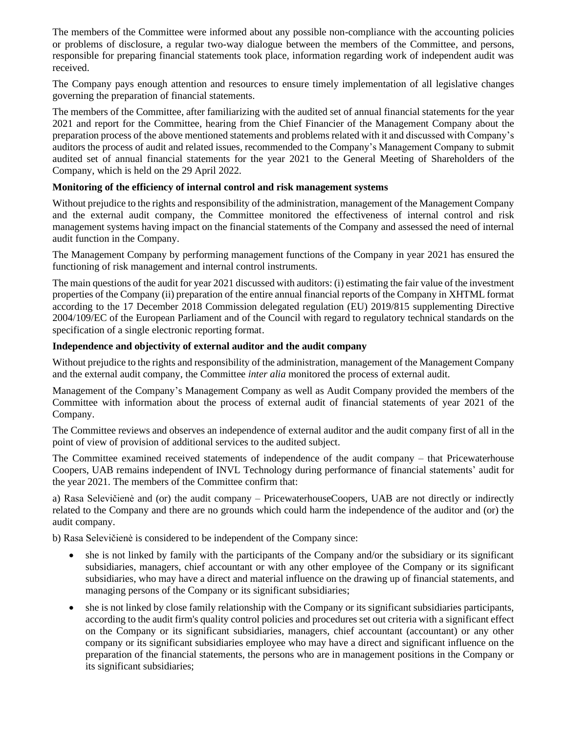The members of the Committee were informed about any possible non-compliance with the accounting policies or problems of disclosure, a regular two-way dialogue between the members of the Committee, and persons, responsible for preparing financial statements took place, information regarding work of independent audit was received.

The Company pays enough attention and resources to ensure timely implementation of all legislative changes governing the preparation of financial statements.

The members of the Committee, after familiarizing with the audited set of annual financial statements for the year 2021 and report for the Committee, hearing from the Chief Financier of the Management Company about the preparation process of the above mentioned statements and problems related with it and discussed with Company's auditors the process of audit and related issues, recommended to the Company's Management Company to submit audited set of annual financial statements for the year 2021 to the General Meeting of Shareholders of the Company, which is held on the 29 April 2022.

**Monitoring of the efficiency of internal control and risk management systems**

Without prejudice to the rights and responsibility of the administration, management of the Management Company and the external audit company, the Committee monitored the effectiveness of internal control and risk management systems having impact on the financial statements of the Company and assessed the need of internal audit function in the Company.

The Management Company by performing management functions of the Company in year 2021 has ensured the functioning of risk management and internal control instruments.

The main questions of the audit for year 2021 discussed with auditors: (i) estimating the fair value of the investment properties of the Company (ii) preparation of the entire annual financial reports of the Company in XHTML format according to the 17 December 2018 Commission delegated regulation (EU) 2019/815 supplementing Directive 2004/109/EC of the European Parliament and of the Council with regard to regulatory technical standards on the specification of a single electronic reporting format.

**Independence and objectivity of external auditor and the audit company**

Without prejudice to the rights and responsibility of the administration, management of the Management Company and the external audit company, the Committee *inter alia* monitored the process of external audit.

Management of the Company's Management Company as well as Audit Company provided the members of the Committee with information about the process of external audit of financial statements of year 2021 of the Company.

The Committee reviews and observes an independence of external auditor and the audit company first of all in the point of view of provision of additional services to the audited subject.

The Committee examined received statements of independence of the audit company – that Pricewaterhouse Coopers, UAB remains independent of INVL Technology during performance of financial statements' audit for the year 2021. The members of the Committee confirm that:

a) Rasa Selevičienė and (or) the audit company – PricewaterhouseCoopers, UAB are not directly or indirectly related to the Company and there are no grounds which could harm the independence of the auditor and (or) the audit company.

b) Rasa Selevičienė is considered to be independent of the Company since:

- she is not linked by family with the participants of the Company and/or the subsidiary or its significant subsidiaries, managers, chief accountant or with any other employee of the Company or its significant subsidiaries, who may have a direct and material influence on the drawing up of financial statements, and managing persons of the Company or its significant subsidiaries;
- she is not linked by close family relationship with the Company or its significant subsidiaries participants, according to the audit firm's quality control policies and procedures set out criteria with a significant effect on the Company or its significant subsidiaries, managers, chief accountant (accountant) or any other company or its significant subsidiaries employee who may have a direct and significant influence on the preparation of the financial statements, the persons who are in management positions in the Company or its significant subsidiaries;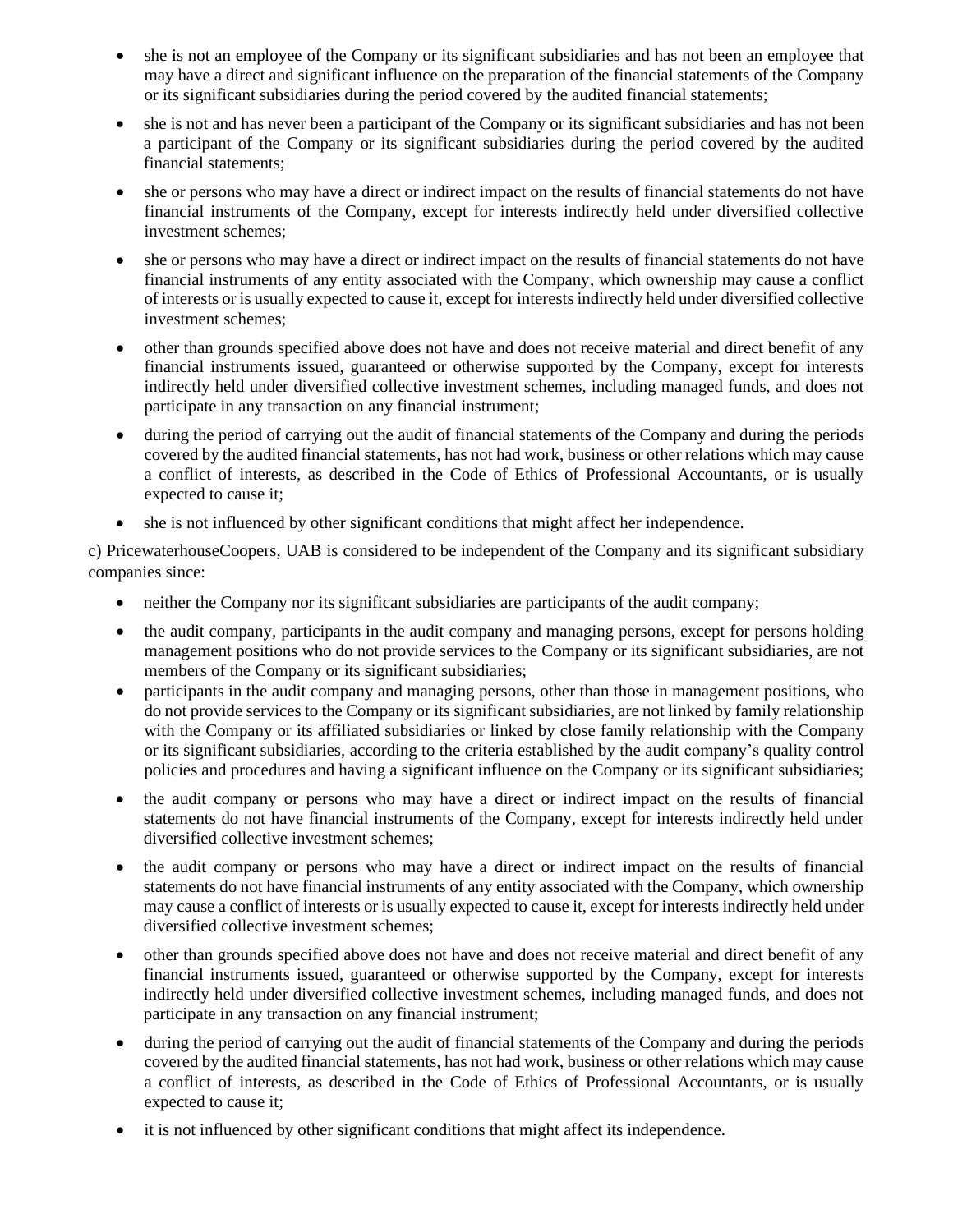- she is not an employee of the Company or its significant subsidiaries and has not been an employee that may have a direct and significant influence on the preparation of the financial statements of the Company or its significant subsidiaries during the period covered by the audited financial statements;
- she is not and has never been a participant of the Company or its significant subsidiaries and has not been a participant of the Company or its significant subsidiaries during the period covered by the audited financial statements;
- she or persons who may have a direct or indirect impact on the results of financial statements do not have financial instruments of the Company, except for interests indirectly held under diversified collective investment schemes;
- she or persons who may have a direct or indirect impact on the results of financial statements do not have financial instruments of any entity associated with the Company, which ownership may cause a conflict of interests or is usually expected to cause it, except for interests indirectly held under diversified collective investment schemes;
- other than grounds specified above does not have and does not receive material and direct benefit of any financial instruments issued, guaranteed or otherwise supported by the Company, except for interests indirectly held under diversified collective investment schemes, including managed funds, and does not participate in any transaction on any financial instrument;
- during the period of carrying out the audit of financial statements of the Company and during the periods covered by the audited financial statements, has not had work, business or other relations which may cause a conflict of interests, as described in the Code of Ethics of Professional Accountants, or is usually expected to cause it;
- she is not influenced by other significant conditions that might affect her independence.

c) PricewaterhouseCoopers, UAB is considered to be independent of the Company and its significant subsidiary companies since:

- neither the Company nor its significant subsidiaries are participants of the audit company;
- the audit company, participants in the audit company and managing persons, except for persons holding management positions who do not provide services to the Company or its significant subsidiaries, are not members of the Company or its significant subsidiaries;
- participants in the audit company and managing persons, other than those in management positions, who do not provide services to the Company or its significant subsidiaries, are not linked by family relationship with the Company or its affiliated subsidiaries or linked by close family relationship with the Company or its significant subsidiaries, according to the criteria established by the audit company's quality control policies and procedures and having a significant influence on the Company or its significant subsidiaries;
- the audit company or persons who may have a direct or indirect impact on the results of financial statements do not have financial instruments of the Company, except for interests indirectly held under diversified collective investment schemes;
- the audit company or persons who may have a direct or indirect impact on the results of financial statements do not have financial instruments of any entity associated with the Company, which ownership may cause a conflict of interests or is usually expected to cause it, except for interests indirectly held under diversified collective investment schemes;
- other than grounds specified above does not have and does not receive material and direct benefit of any financial instruments issued, guaranteed or otherwise supported by the Company, except for interests indirectly held under diversified collective investment schemes, including managed funds, and does not participate in any transaction on any financial instrument;
- during the period of carrying out the audit of financial statements of the Company and during the periods covered by the audited financial statements, has not had work, business or other relations which may cause a conflict of interests, as described in the Code of Ethics of Professional Accountants, or is usually expected to cause it;
- it is not influenced by other significant conditions that might affect its independence.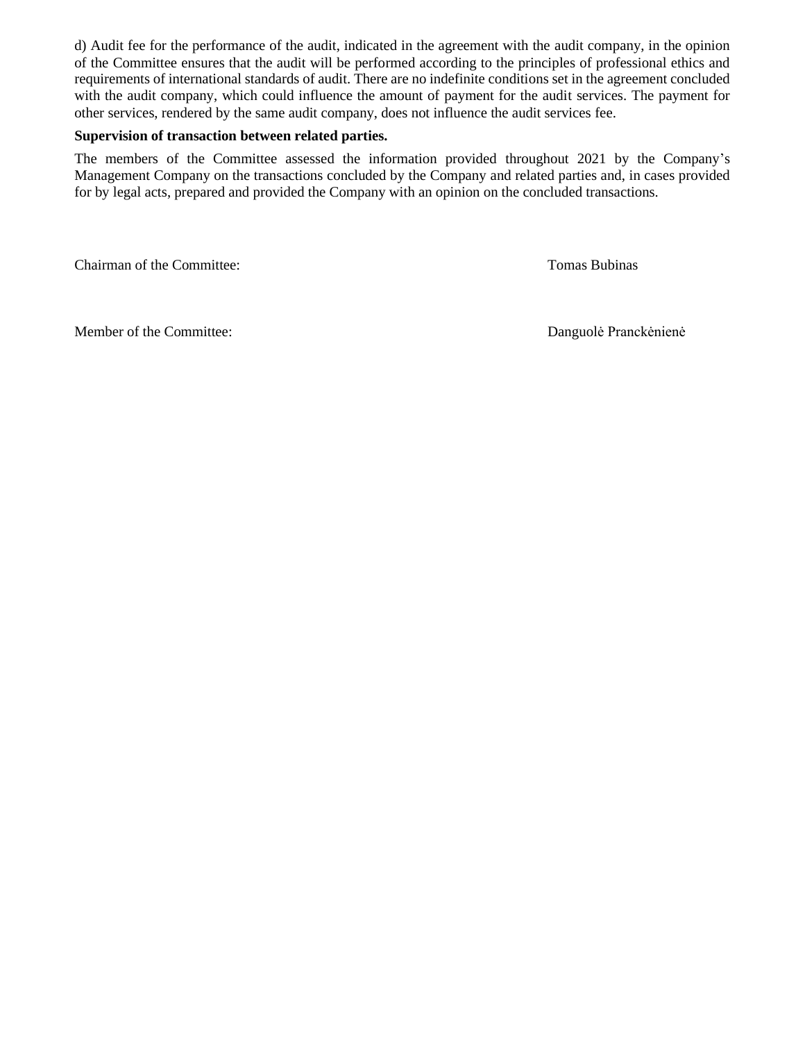d) Audit fee for the performance of the audit, indicated in the agreement with the audit company, in the opinion of the Committee ensures that the audit will be performed according to the principles of professional ethics and requirements of international standards of audit. There are no indefinite conditions set in the agreement concluded with the audit company, which could influence the amount of payment for the audit services. The payment for other services, rendered by the same audit company, does not influence the audit services fee.

**Supervision of transaction between related parties.**

The members of the Committee assessed the information provided throughout 2021 by the Company's Management Company on the transactions concluded by the Company and related parties and, in cases provided for by legal acts, prepared and provided the Company with an opinion on the concluded transactions.

Chairman of the Committee: Tomas Bubinas

Member of the Committee: Danguolė Pranckėnienė